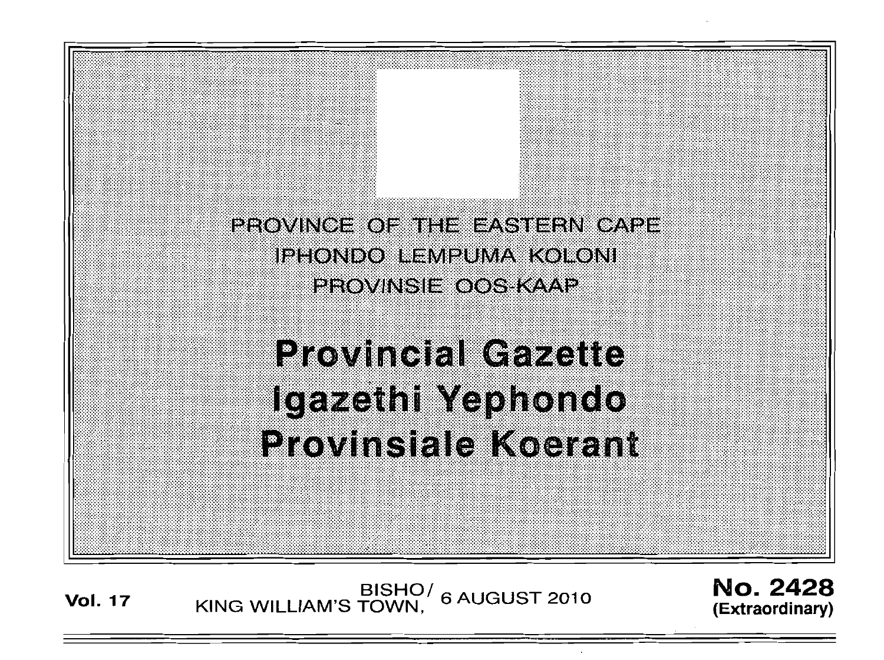PROVINCE OF THE EASTERN CAPE

IPHONDO LEMPUMA KOLONI

PROVINSIE OOS-KAAP

# Provincial Gazette

# Igazethi Yephondo

# Provinsiale Koerant

**Vol. 17** BISHO/ KING WILLIAM'S TOWN, 6 AUGUST 2010 **No. 2428 (Extraordinary)**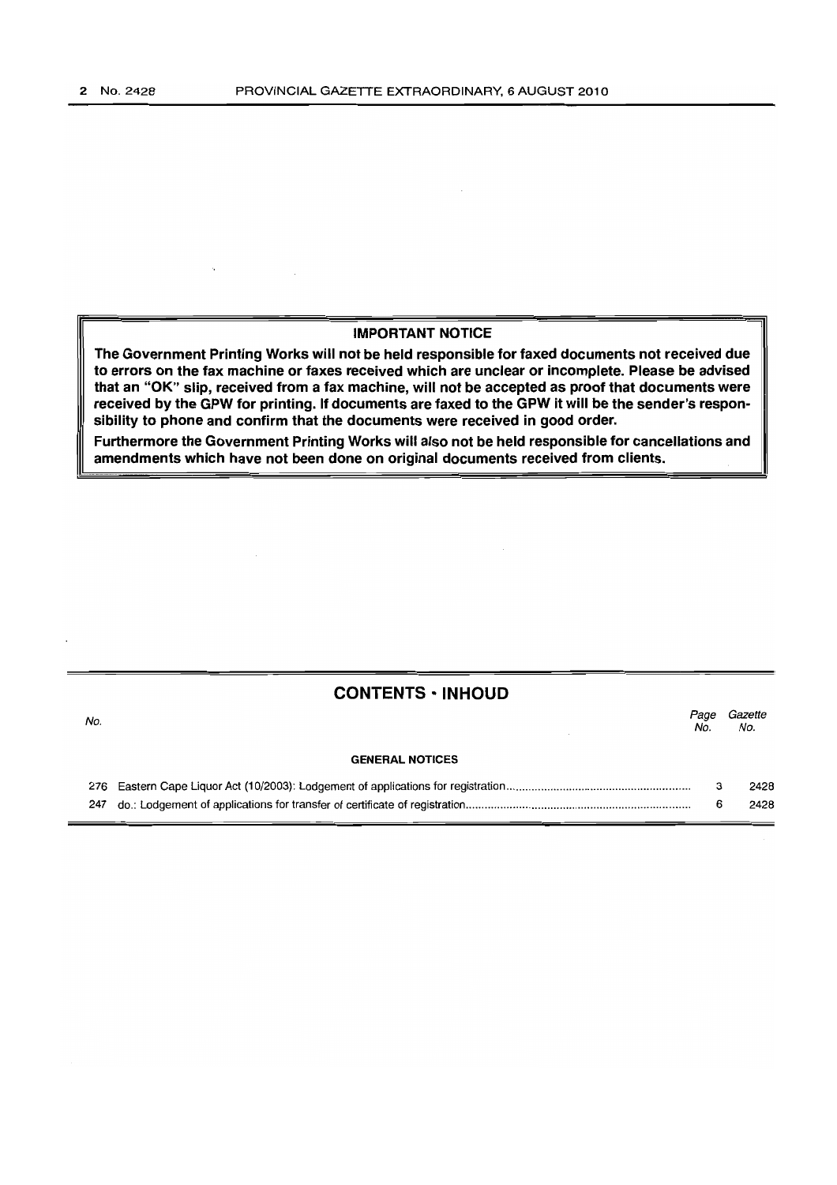**IMPORTANT NOTICE**

**The Government Printing Works will not be held responsible for faxed documents not received due to errors on the fax machine or faxes received which are unclear or incomplete. Please be advised that an "OK" slip, received from a fax machine, will not be accepted as proof that documents were received by the GPW for printing. If documents are faxed to the GPW it will be the sender's responsibility to phone and confirm that the documents were received in good order.**

**Furthermore the Government Printing Works will also not be held responsible for cancellations and amendments which have not been done on original documents received from clients.**

## CONTENTS · INHOUD

| No. | | Page No. | Gazette No. |
|---|---|---|---|
| | **GENERAL NOTICES** | | |
| 276 | Eastern Cape Liquor Act (10/2003): Lodgement of applications for registration | 3 | 2428 |
| 247 | do.: Lodgement of applications for transfer of certificate of registration | 6 | 2428 |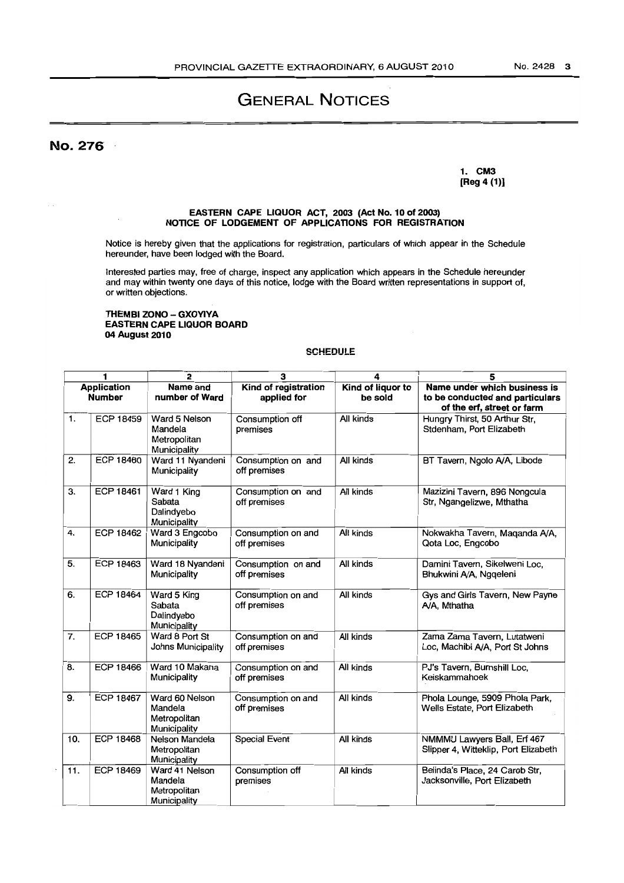# GENERAL NOTICES

## No. 276

**1. CM3**
**[Reg 4 (1)]**

**EASTERN CAPE LIQUOR ACT, 2003 (Act No. 10 of 2003)**
**NOTICE OF LODGEMENT OF APPLICATIONS FOR REGISTRATION**

Notice is hereby given that the applications for registration, particulars of which appear in the Schedule hereunder, have been lodged with the Board.

Interested parties may, free of charge, inspect any application which appears in the Schedule hereunder and may within twenty one days of this notice, lodge with the Board written representations in support of, or written objections.

**THEMBI ZONO – GXOYIYA**
**EASTERN CAPE LIQUOR BOARD**
**04 August 2010**

**SCHEDULE**

| 1 | | 2 | 3 | 4 | 5 |
|---|---|---|---|---|---|
| **Application Number** | | **Name and number of Ward** | **Kind of registration applied for** | **Kind of liquor to be sold** | **Name under which business is to be conducted and particulars of the erf, street or farm** |
| 1. | ECP 18459 | Ward 5 Nelson Mandela Metropolitan Municipality | Consumption off premises | All kinds | Hungry Thirst, 50 Arthur Str, Stdenham, Port Elizabeth |
| 2. | ECP 18460 | Ward 11 Nyandeni Municipality | Consumption on and off premises | All kinds | BT Tavern, Ngolo A/A, Libode |
| 3. | ECP 18461 | Ward 1 King Sabata Dalindyebo Municipality | Consumption on and off premises | All kinds | Mazizini Tavern, 896 Nongcula Str, Ngangelizwe, Mthatha |
| 4. | ECP 18462 | Ward 3 Engcobo Municipality | Consumption on and off premises | All kinds | Nokwakha Tavern, Maqanda A/A, Qota Loc, Engcobo |
| 5. | ECP 18463 | Ward 18 Nyandeni Municipality | Consumption on and off premises | All kinds | Damini Tavern, Sikelweni Loc, Bhukwini A/A, Ngqeleni |
| 6. | ECP 18464 | Ward 5 King Sabata Dalindyebo Municipality | Consumption on and off premises | All kinds | Gys and Girls Tavern, New Payne A/A, Mthatha |
| 7. | ECP 18465 | Ward 8 Port St Johns Municipality | Consumption on and off premises | All kinds | Zama Zama Tavern, Lutatweni Loc, Machibi A/A, Port St Johns |
| 8. | ECP 18466 | Ward 10 Makana Municipality | Consumption on and off premises | All kinds | PJ's Tavern, Burnshill Loc, Keiskammahoek |
| 9. | ECP 18467 | Ward 60 Nelson Mandela Metropolitan Municipality | Consumption on and off premises | All kinds | Phola Lounge, 5909 Phola Park, Wells Estate, Port Elizabeth |
| 10. | ECP 18468 | Nelson Mandela Metropolitan Municipality | Special Event | All kinds | NMMMU Lawyers Ball, Erf 467 Slipper 4, Witteklip, Port Elizabeth |
| 11. | ECP 18469 | Ward 41 Nelson Mandela Metropolitan Municipality | Consumption off premises | All kinds | Belinda's Place, 24 Carob Str, Jacksonville, Port Elizabeth |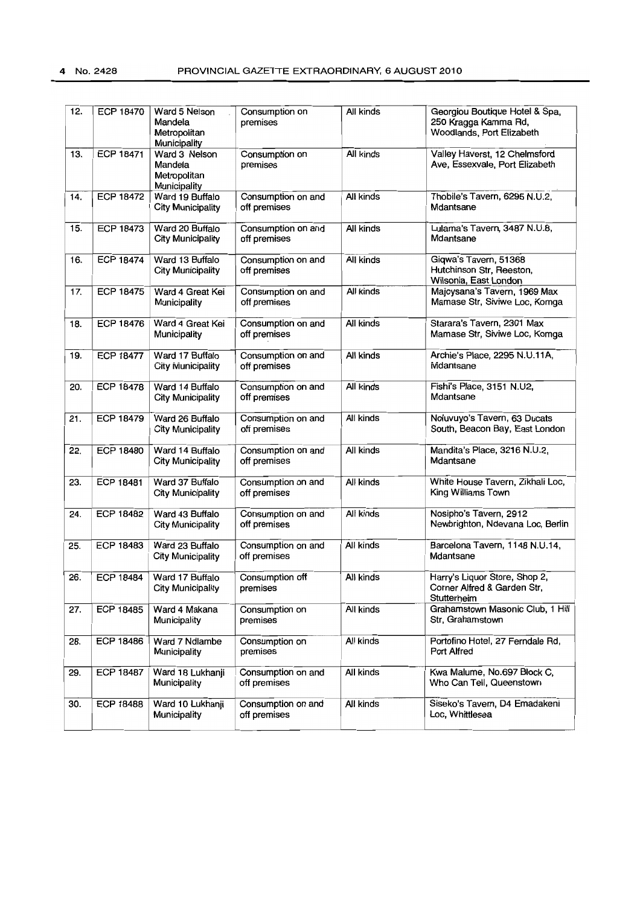| 12. | ECP 18470 | Ward 5 Nelson Mandela Metropolitan Municipality | Consumption on premises | All kinds | Georgiou Boutique Hotel & Spa, 250 Kragga Kamma Rd, Woodlands, Port Elizabeth |
|---|---|---|---|---|---|
| 13. | ECP 18471 | Ward 3 Nelson Mandela Metropolitan Municipality | Consumption on premises | All kinds | Valley Haverst, 12 Chelmsford Ave, Essexvale, Port Elizabeth |
| 14. | ECP 18472 | Ward 19 Buffalo City Municipality | Consumption on and off premises | All kinds | Thobile's Tavern, 6295 N.U.2, Mdantsane |
| 15. | ECP 18473 | Ward 20 Buffalo City Municipality | Consumption on and off premises | All kinds | Lulama's Tavern, 3487 N.U.8, Mdantsane |
| 16. | ECP 18474 | Ward 13 Buffalo City Municipality | Consumption on and off premises | All kinds | Giqwa's Tavern, 51368 Hutchinson Str, Reeston, Wilsonia, East London |
| 17. | ECP 18475 | Ward 4 Great Kei Municipality | Consumption on and off premises | All kinds | Majoysana's Tavern, 1969 Max Mamase Str, Siviwe Loc, Komga |
| 18. | ECP 18476 | Ward 4 Great Kei Municipality | Consumption on and off premises | All kinds | Starara's Tavern, 2301 Max Mamase Str, Siviwe Loc, Komga |
| 19. | ECP 18477 | Ward 17 Buffalo City Municipality | Consumption on and off premises | All kinds | Archie's Place, 2295 N.U.11A, Mdantsane |
| 20. | ECP 18478 | Ward 14 Buffalo City Municipality | Consumption on and off premises | All kinds | Fishi's Place, 3151 N.U2, Mdantsane |
| 21. | ECP 18479 | Ward 26 Buffalo City Municipality | Consumption on and off premises | All kinds | Noluvuyo's Tavern, 63 Ducats South, Beacon Bay, East London |
| 22. | ECP 18480 | Ward 14 Buffalo City Municipality | Consumption on and off premises | All kinds | Mandita's Place, 3216 N.U.2, Mdantsane |
| 23. | ECP 18481 | Ward 37 Buffalo City Municipality | Consumption on and off premises | All kinds | White House Tavern, Zikhali Loc, King Williams Town |
| 24. | ECP 18482 | Ward 43 Buffalo City Municipality | Consumption on and off premises | All kinds | Nosipho's Tavern, 2912 Newbrighton, Ndevana Loc, Berlin |
| 25. | ECP 18483 | Ward 23 Buffalo City Municipality | Consumption on and off premises | All kinds | Barcelona Tavern, 1148 N.U.14, Mdantsane |
| 26. | ECP 18484 | Ward 17 Buffalo City Municipality | Consumption off premises | All kinds | Harry's Liquor Store, Shop 2, Corner Alfred & Garden Str, Stutterheim |
| 27. | ECP 18485 | Ward 4 Makana Municipality | Consumption on premises | All kinds | Grahamstown Masonic Club, 1 Hill Str, Grahamstown |
| 28. | ECP 18486 | Ward 7 Ndlambe Municipality | Consumption on premises | All kinds | Portofino Hotel, 27 Ferndale Rd, Port Alfred |
| 29. | ECP 18487 | Ward 18 Lukhanji Municipality | Consumption on and off premises | All kinds | Kwa Malume, No.697 Block C, Who Can Tell, Queenstown |
| 30. | ECP 18488 | Ward 10 Lukhanji Municipality | Consumption on and off premises | All kinds | Siseko's Tavern, D4 Emadakeni Loc, Whittlesea |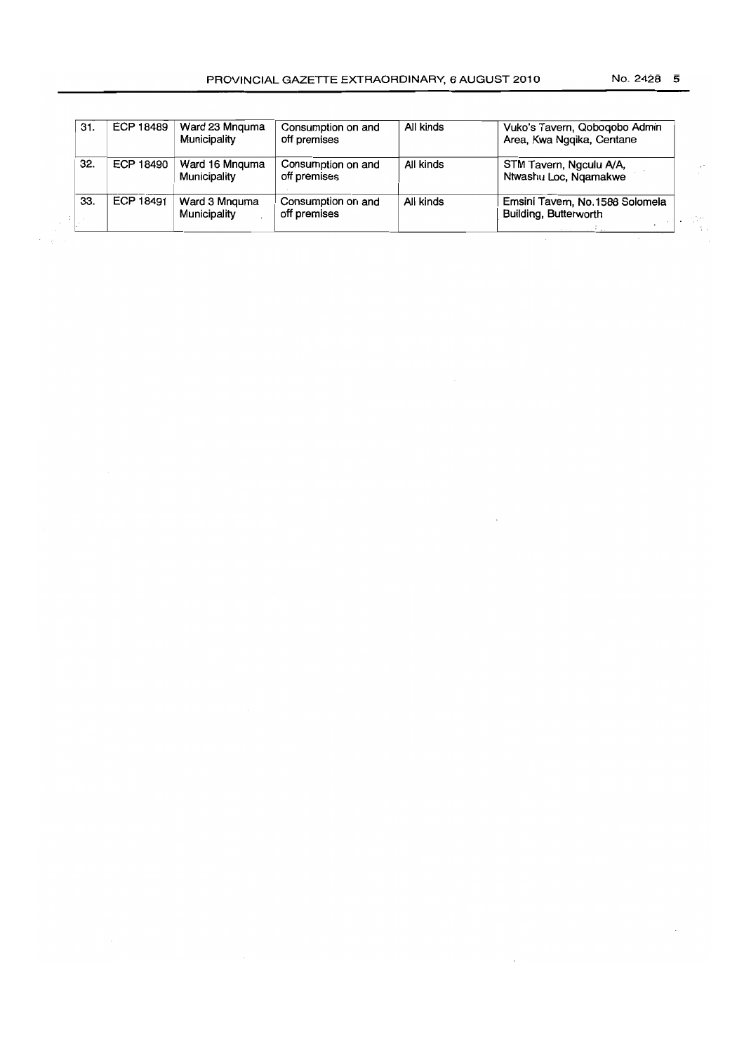| | | | | | |
|---|---|---|---|---|---|
| 31. | ECP 18489 | Ward 23 Mnquma Municipality | Consumption on and off premises | All kinds | Vuko's Tavern, Qoboqobo Admin Area, Kwa Ngqika, Centane |
| 32. | ECP 18490 | Ward 16 Mnquma Municipality | Consumption on and off premises | All kinds | STM Tavern, Ngculu A/A, Ntwashu Loc, Nqamakwe |
| 33. | ECP 18491 | Ward 3 Mnquma Municipality | Consumption on and off premises | All kinds | Emsini Tavern, No.1588 Solomela Building, Butterworth |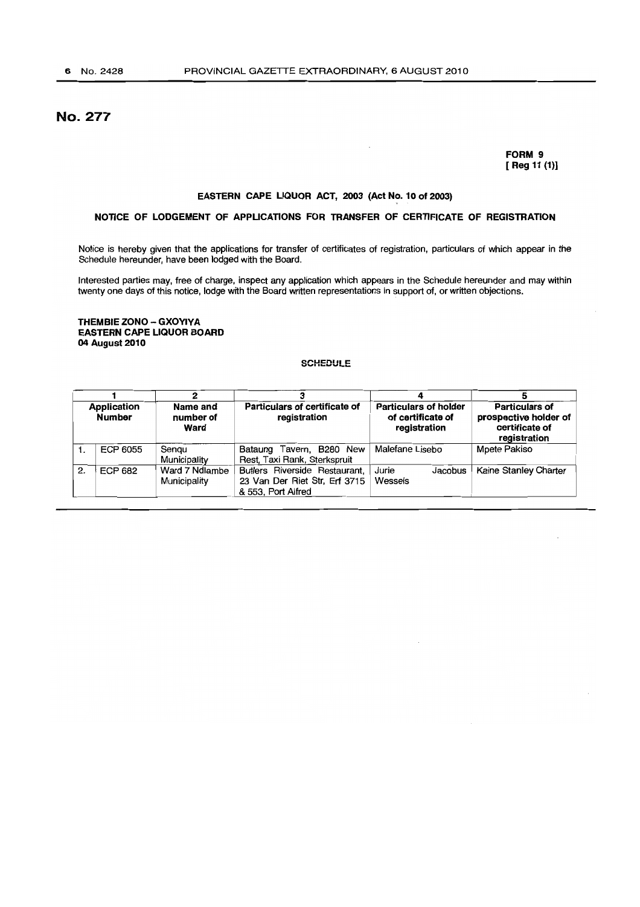# No. 277

**FORM 9**
**[ Reg 11 (1)]**

**EASTERN CAPE LIQUOR ACT, 2003 (Act No. 10 of 2003)**

**NOTICE OF LODGEMENT OF APPLICATIONS FOR TRANSFER OF CERTIFICATE OF REGISTRATION**

Notice is hereby given that the applications for transfer of certificates of registration, particulars of which appear in the Schedule hereunder, have been lodged with the Board.

Interested parties may, free of charge, inspect any application which appears in the Schedule hereunder and may within twenty one days of this notice, lodge with the Board written representations in support of, or written objections.

**THEMBIE ZONO – GXOYIYA**
**EASTERN CAPE LIQUOR BOARD**
**04 August 2010**

**SCHEDULE**

| 1 | | 2 | 3 | 4 | 5 |
|---|---|---|---|---|---|
| **Application Number** | | **Name and number of Ward** | **Particulars of certificate of registration** | **Particulars of holder of certificate of registration** | **Particulars of prospective holder of certificate of registration** |
| 1. | ECP 6055 | Senqu Municipality | Bataung Tavern, B280 New Rest, Taxi Rank, Sterkspruit | Malefane Lisebo | Mpete Pakiso |
| 2. | ECP 682 | Ward 7 Ndlambe Municipality | Butlers Riverside Restaurant, 23 Van Der Riet Str, Erf 3715 & 553, Port Alfred | Jurie Jacobus Wessels | Kaine Stanley Charter |